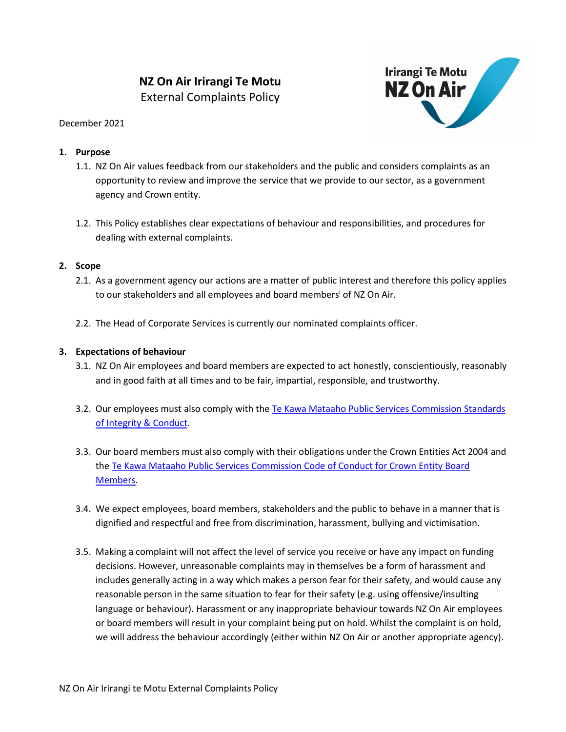# NZ On Air Irirangi Te Motu

External Complaints Policy

December 2021

## 1. Purpose

1.1. NZ On Air values feedback from our stakeholders and the public and considers complaints as an opportunity to review and improve the service that we provide to our sector, as a government agency and Crown entity.

1.2. This Policy establishes clear expectations of behaviour and responsibilities, and procedures for dealing with external complaints.

## 2. Scope

2.1. As a government agency our actions are a matter of public interest and therefore this policy applies to our stakeholders and all employees and board members[i] of NZ On Air.

2.2. The Head of Corporate Services is currently our nominated complaints officer.

## 3. Expectations of behaviour

3.1. NZ On Air employees and board members are expected to act honestly, conscientiously, reasonably and in good faith at all times and to be fair, impartial, responsible, and trustworthy.

3.2. Our employees must also comply with the Te Kawa Mataaho Public Services Commission Standards of Integrity & Conduct.

3.3. Our board members must also comply with their obligations under the Crown Entities Act 2004 and the Te Kawa Mataaho Public Services Commission Code of Conduct for Crown Entity Board Members.

3.4. We expect employees, board members, stakeholders and the public to behave in a manner that is dignified and respectful and free from discrimination, harassment, bullying and victimisation.

3.5. Making a complaint will not affect the level of service you receive or have any impact on funding decisions. However, unreasonable complaints may in themselves be a form of harassment and includes generally acting in a way which makes a person fear for their safety, and would cause any reasonable person in the same situation to fear for their safety (e.g. using offensive/insulting language or behaviour). Harassment or any inappropriate behaviour towards NZ On Air employees or board members will result in your complaint being put on hold. Whilst the complaint is on hold, we will address the behaviour accordingly (either within NZ On Air or another appropriate agency).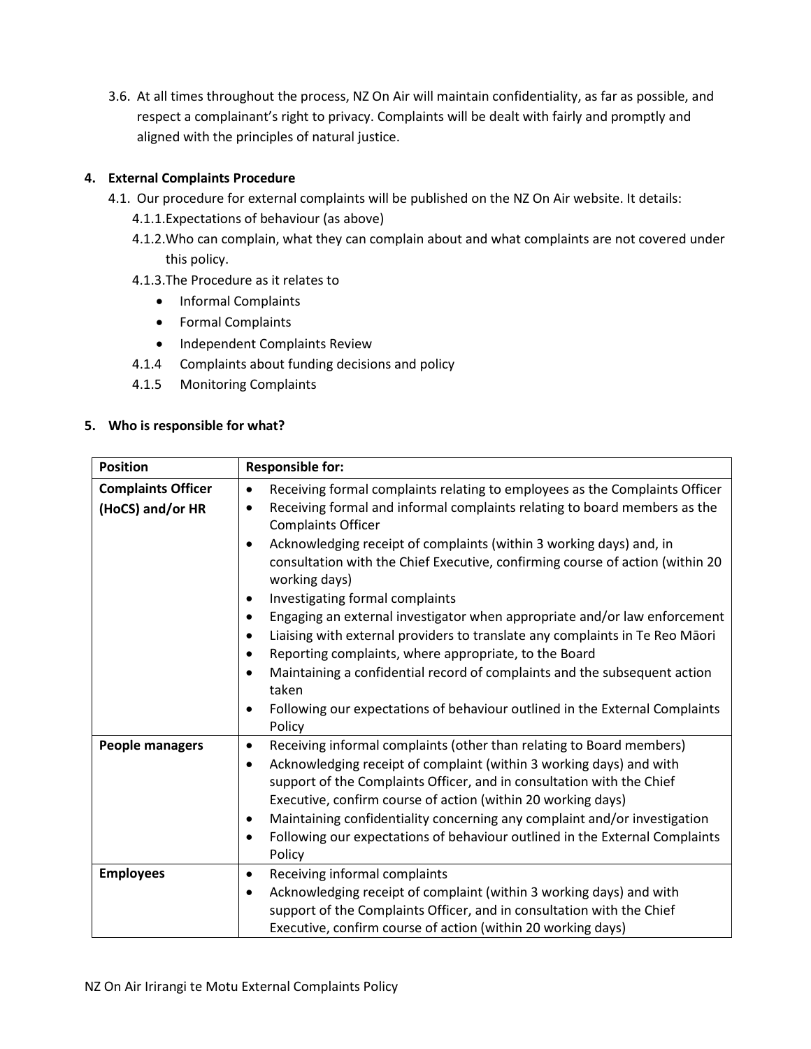3.6. At all times throughout the process, NZ On Air will maintain confidentiality, as far as possible, and respect a complainant's right to privacy. Complaints will be dealt with fairly and promptly and aligned with the principles of natural justice.

## 4. External Complaints Procedure

4.1. Our procedure for external complaints will be published on the NZ On Air website. It details:

4.1.1. Expectations of behaviour (as above)

4.1.2. Who can complain, what they can complain about and what complaints are not covered under this policy.

4.1.3. The Procedure as it relates to

- Informal Complaints
- Formal Complaints
- Independent Complaints Review

4.1.4 Complaints about funding decisions and policy

4.1.5 Monitoring Complaints

## 5. Who is responsible for what?

| Position | Responsible for: |
|---|---|
| **Complaints Officer (HoCS) and/or HR** | • Receiving formal complaints relating to employees as the Complaints Officer<br>• Receiving formal and informal complaints relating to board members as the Complaints Officer<br>• Acknowledging receipt of complaints (within 3 working days) and, in consultation with the Chief Executive, confirming course of action (within 20 working days)<br>• Investigating formal complaints<br>• Engaging an external investigator when appropriate and/or law enforcement<br>• Liaising with external providers to translate any complaints in Te Reo Māori<br>• Reporting complaints, where appropriate, to the Board<br>• Maintaining a confidential record of complaints and the subsequent action taken<br>• Following our expectations of behaviour outlined in the External Complaints Policy |
| **People managers** | • Receiving informal complaints (other than relating to Board members)<br>• Acknowledging receipt of complaint (within 3 working days) and with support of the Complaints Officer, and in consultation with the Chief Executive, confirm course of action (within 20 working days)<br>• Maintaining confidentiality concerning any complaint and/or investigation<br>• Following our expectations of behaviour outlined in the External Complaints Policy |
| **Employees** | • Receiving informal complaints<br>• Acknowledging receipt of complaint (within 3 working days) and with support of the Complaints Officer, and in consultation with the Chief Executive, confirm course of action (within 20 working days) |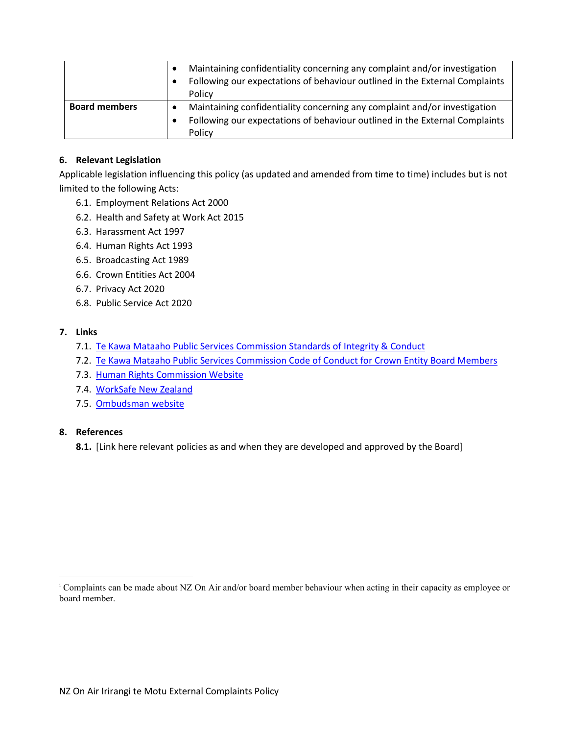| | |
|---|---|
| | • Maintaining confidentiality concerning any complaint and/or investigation<br>• Following our expectations of behaviour outlined in the External Complaints Policy |
| **Board members** | • Maintaining confidentiality concerning any complaint and/or investigation<br>• Following our expectations of behaviour outlined in the External Complaints Policy |

## 6. Relevant Legislation

Applicable legislation influencing this policy (as updated and amended from time to time) includes but is not limited to the following Acts:

6.1. Employment Relations Act 2000
6.2. Health and Safety at Work Act 2015
6.3. Harassment Act 1997
6.4. Human Rights Act 1993
6.5. Broadcasting Act 1989
6.6. Crown Entities Act 2004
6.7. Privacy Act 2020
6.8. Public Service Act 2020

## 7. Links

7.1. Te Kawa Mataaho Public Services Commission Standards of Integrity & Conduct
7.2. Te Kawa Mataaho Public Services Commission Code of Conduct for Crown Entity Board Members
7.3. Human Rights Commission Website
7.4. WorkSafe New Zealand
7.5. Ombudsman website

## 8. References

**8.1.** [Link here relevant policies as and when they are developed and approved by the Board]

[i] Complaints can be made about NZ On Air and/or board member behaviour when acting in their capacity as employee or board member.